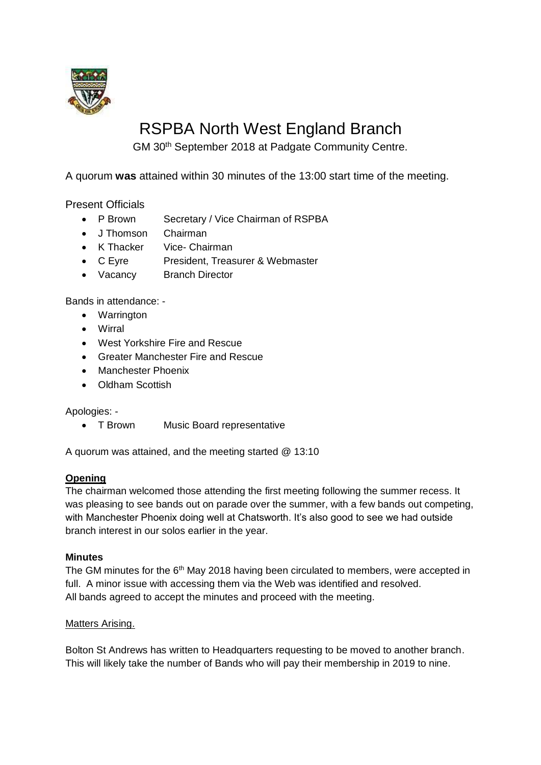# RSPBA North West England Branch

GM 30th September 2018 at Padgate Community Centre.

A quorum **was** attained within 30 minutes of the 13:00 start time of the meeting.

Present Officials

- P Brown  Secretary / Vice Chairman of RSPBA
- J Thomson  Chairman
- K Thacker  Vice- Chairman
- C Eyre  President, Treasurer & Webmaster
- Vacancy  Branch Director

Bands in attendance: -

- Warrington
- Wirral
- West Yorkshire Fire and Rescue
- Greater Manchester Fire and Rescue
- Manchester Phoenix
- Oldham Scottish

Apologies: -

- T Brown  Music Board representative

A quorum was attained, and the meeting started @ 13:10

**Opening**

The chairman welcomed those attending the first meeting following the summer recess. It was pleasing to see bands out on parade over the summer, with a few bands out competing, with Manchester Phoenix doing well at Chatsworth. It's also good to see we had outside branch interest in our solos earlier in the year.

**Minutes**

The GM minutes for the 6th May 2018 having been circulated to members, were accepted in full. A minor issue with accessing them via the Web was identified and resolved.
All bands agreed to accept the minutes and proceed with the meeting.

Matters Arising.

Bolton St Andrews has written to Headquarters requesting to be moved to another branch. This will likely take the number of Bands who will pay their membership in 2019 to nine.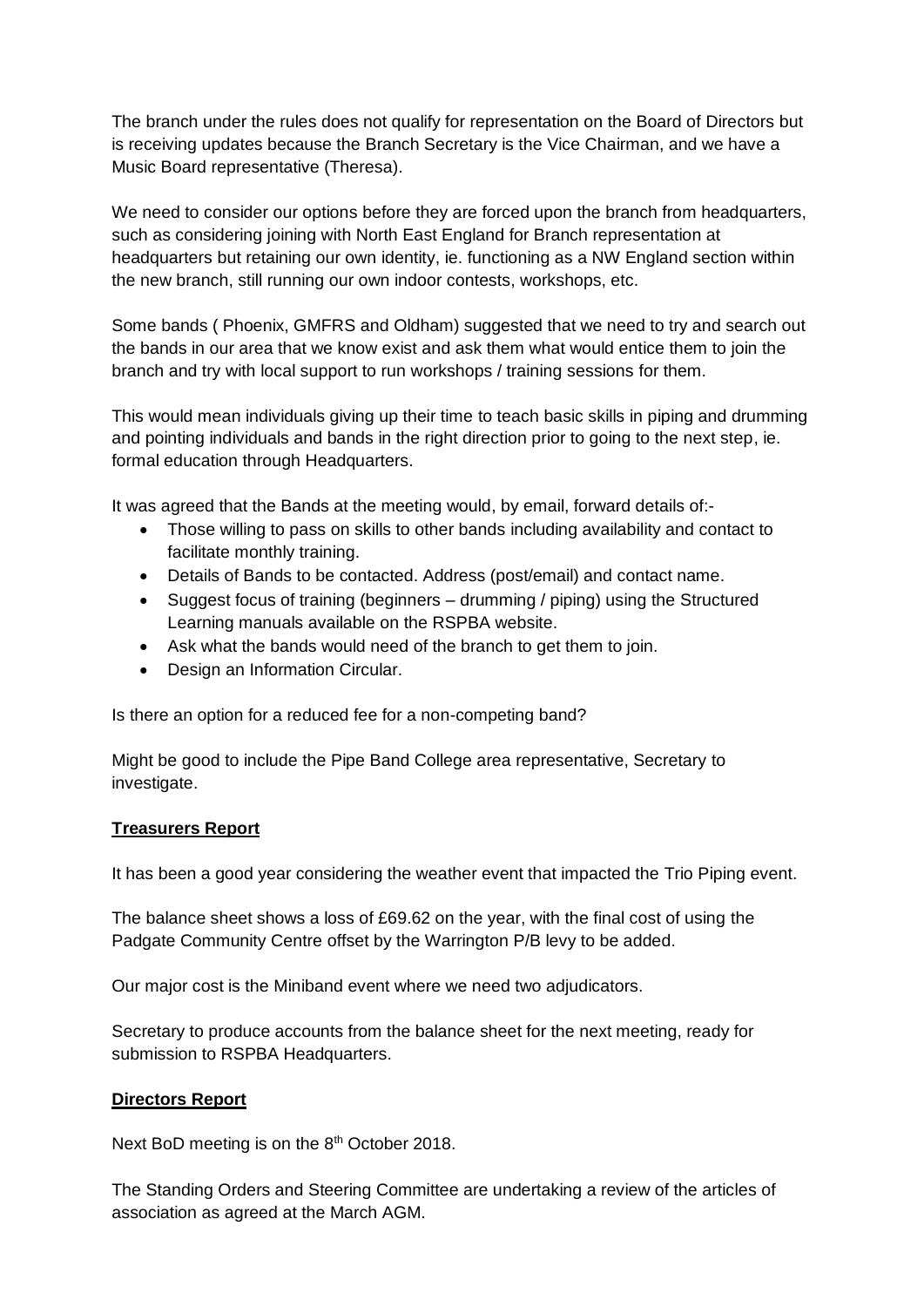The branch under the rules does not qualify for representation on the Board of Directors but is receiving updates because the Branch Secretary is the Vice Chairman, and we have a Music Board representative (Theresa).

We need to consider our options before they are forced upon the branch from headquarters, such as considering joining with North East England for Branch representation at headquarters but retaining our own identity, ie. functioning as a NW England section within the new branch, still running our own indoor contests, workshops, etc.

Some bands ( Phoenix, GMFRS and Oldham) suggested that we need to try and search out the bands in our area that we know exist and ask them what would entice them to join the branch and try with local support to run workshops / training sessions for them.

This would mean individuals giving up their time to teach basic skills in piping and drumming and pointing individuals and bands in the right direction prior to going to the next step, ie. formal education through Headquarters.

It was agreed that the Bands at the meeting would, by email, forward details of:-

- Those willing to pass on skills to other bands including availability and contact to facilitate monthly training.
- Details of Bands to be contacted. Address (post/email) and contact name.
- Suggest focus of training (beginners – drumming / piping) using the Structured Learning manuals available on the RSPBA website.
- Ask what the bands would need of the branch to get them to join.
- Design an Information Circular.

Is there an option for a reduced fee for a non-competing band?

Might be good to include the Pipe Band College area representative, Secretary to investigate.

**Treasurers Report**

It has been a good year considering the weather event that impacted the Trio Piping event.

The balance sheet shows a loss of £69.62 on the year, with the final cost of using the Padgate Community Centre offset by the Warrington P/B levy to be added.

Our major cost is the Miniband event where we need two adjudicators.

Secretary to produce accounts from the balance sheet for the next meeting, ready for submission to RSPBA Headquarters.

**Directors Report**

Next BoD meeting is on the 8th October 2018.

The Standing Orders and Steering Committee are undertaking a review of the articles of association as agreed at the March AGM.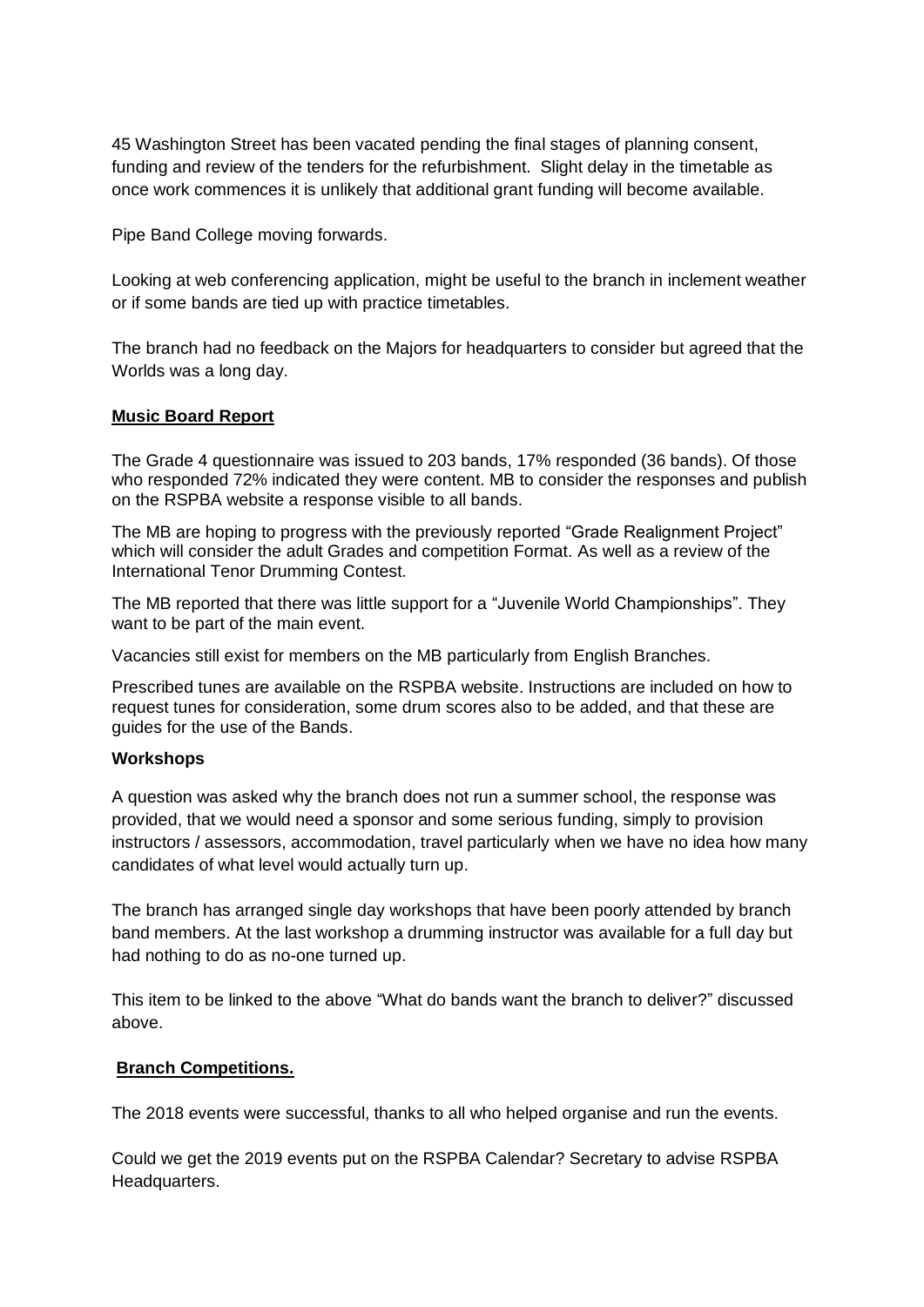45 Washington Street has been vacated pending the final stages of planning consent, funding and review of the tenders for the refurbishment. Slight delay in the timetable as once work commences it is unlikely that additional grant funding will become available.

Pipe Band College moving forwards.

Looking at web conferencing application, might be useful to the branch in inclement weather or if some bands are tied up with practice timetables.

The branch had no feedback on the Majors for headquarters to consider but agreed that the Worlds was a long day.

**Music Board Report**

The Grade 4 questionnaire was issued to 203 bands, 17% responded (36 bands). Of those who responded 72% indicated they were content. MB to consider the responses and publish on the RSPBA website a response visible to all bands.

The MB are hoping to progress with the previously reported "Grade Realignment Project" which will consider the adult Grades and competition Format. As well as a review of the International Tenor Drumming Contest.

The MB reported that there was little support for a "Juvenile World Championships". They want to be part of the main event.

Vacancies still exist for members on the MB particularly from English Branches.

Prescribed tunes are available on the RSPBA website. Instructions are included on how to request tunes for consideration, some drum scores also to be added, and that these are guides for the use of the Bands.

**Workshops**

A question was asked why the branch does not run a summer school, the response was provided, that we would need a sponsor and some serious funding, simply to provision instructors / assessors, accommodation, travel particularly when we have no idea how many candidates of what level would actually turn up.

The branch has arranged single day workshops that have been poorly attended by branch band members. At the last workshop a drumming instructor was available for a full day but had nothing to do as no-one turned up.

This item to be linked to the above "What do bands want the branch to deliver?" discussed above.

**Branch Competitions.**

The 2018 events were successful, thanks to all who helped organise and run the events.

Could we get the 2019 events put on the RSPBA Calendar? Secretary to advise RSPBA Headquarters.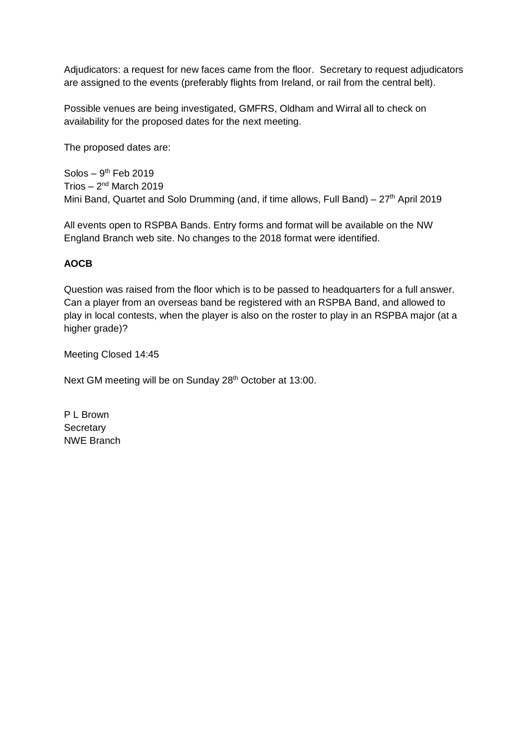Adjudicators: a request for new faces came from the floor. Secretary to request adjudicators are assigned to the events (preferably flights from Ireland, or rail from the central belt).

Possible venues are being investigated, GMFRS, Oldham and Wirral all to check on availability for the proposed dates for the next meeting.

The proposed dates are:

Solos – 9th Feb 2019
Trios – 2nd March 2019
Mini Band, Quartet and Solo Drumming (and, if time allows, Full Band) – 27th April 2019

All events open to RSPBA Bands. Entry forms and format will be available on the NW England Branch web site. No changes to the 2018 format were identified.

**AOCB**

Question was raised from the floor which is to be passed to headquarters for a full answer. Can a player from an overseas band be registered with an RSPBA Band, and allowed to play in local contests, when the player is also on the roster to play in an RSPBA major (at a higher grade)?

Meeting Closed 14:45

Next GM meeting will be on Sunday 28th October at 13:00.

P L Brown
Secretary
NWE Branch